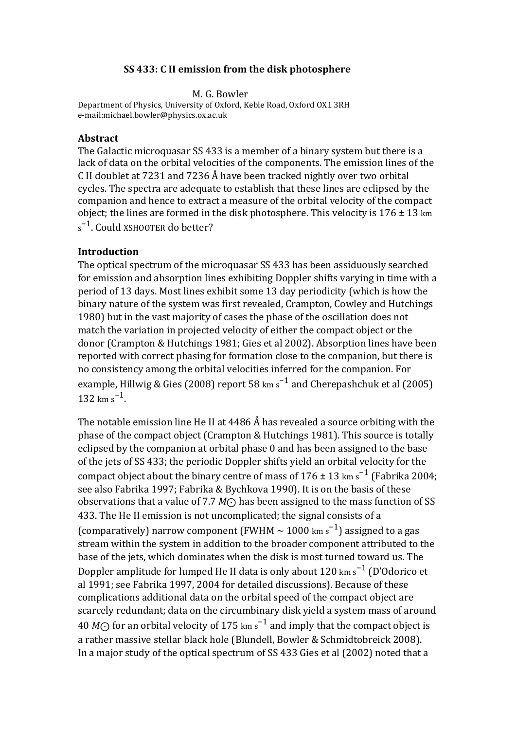# SS 433: C II emission from the disk photosphere

M. G. Bowler

Department of Physics, University of Oxford, Keble Road, Oxford OX1 3RH
e-mail:michael.bowler@physics.ox.ac.uk

## Abstract

The Galactic microquasar SS 433 is a member of a binary system but there is a lack of data on the orbital velocities of the components. The emission lines of the C II doublet at 7231 and 7236 Å have been tracked nightly over two orbital cycles. The spectra are adequate to establish that these lines are eclipsed by the companion and hence to extract a measure of the orbital velocity of the compact object; the lines are formed in the disk photosphere. This velocity is 176 ± 13 km $s^{-1}$. Could XSHOOTER do better?

## Introduction

The optical spectrum of the microquasar SS 433 has been assiduously searched for emission and absorption lines exhibiting Doppler shifts varying in time with a period of 13 days. Most lines exhibit some 13 day periodicity (which is how the binary nature of the system was first revealed, Crampton, Cowley and Hutchings 1980) but in the vast majority of cases the phase of the oscillation does not match the variation in projected velocity of either the compact object or the donor (Crampton & Hutchings 1981; Gies et al 2002). Absorption lines have been reported with correct phasing for formation close to the companion, but there is no consistency among the orbital velocities inferred for the companion. For example, Hillwig & Gies (2008) report 58 km $s^{-1}$ and Cherepashchuk et al (2005) 132 km $s^{-1}$.

The notable emission line He II at 4486 Å has revealed a source orbiting with the phase of the compact object (Crampton & Hutchings 1981). This source is totally eclipsed by the companion at orbital phase 0 and has been assigned to the base of the jets of SS 433; the periodic Doppler shifts yield an orbital velocity for the compact object about the binary centre of mass of 176 ± 13 km $s^{-1}$ (Fabrika 2004; see also Fabrika 1997; Fabrika & Bychkova 1990). It is on the basis of these observations that a value of 7.7 $M_\odot$ has been assigned to the mass function of SS 433. The He II emission is not uncomplicated; the signal consists of a (comparatively) narrow component (FWHM ~ 1000 km $s^{-1}$) assigned to a gas stream within the system in addition to the broader component attributed to the base of the jets, which dominates when the disk is most turned toward us. The Doppler amplitude for lumped He II data is only about 120 km $s^{-1}$ (D'Odorico et al 1991; see Fabrika 1997, 2004 for detailed discussions). Because of these complications additional data on the orbital speed of the compact object are scarcely redundant; data on the circumbinary disk yield a system mass of around 40 $M_\odot$ for an orbital velocity of 175 km $s^{-1}$ and imply that the compact object is a rather massive stellar black hole (Blundell, Bowler & Schmidtobreick 2008).
In a major study of the optical spectrum of SS 433 Gies et al (2002) noted that a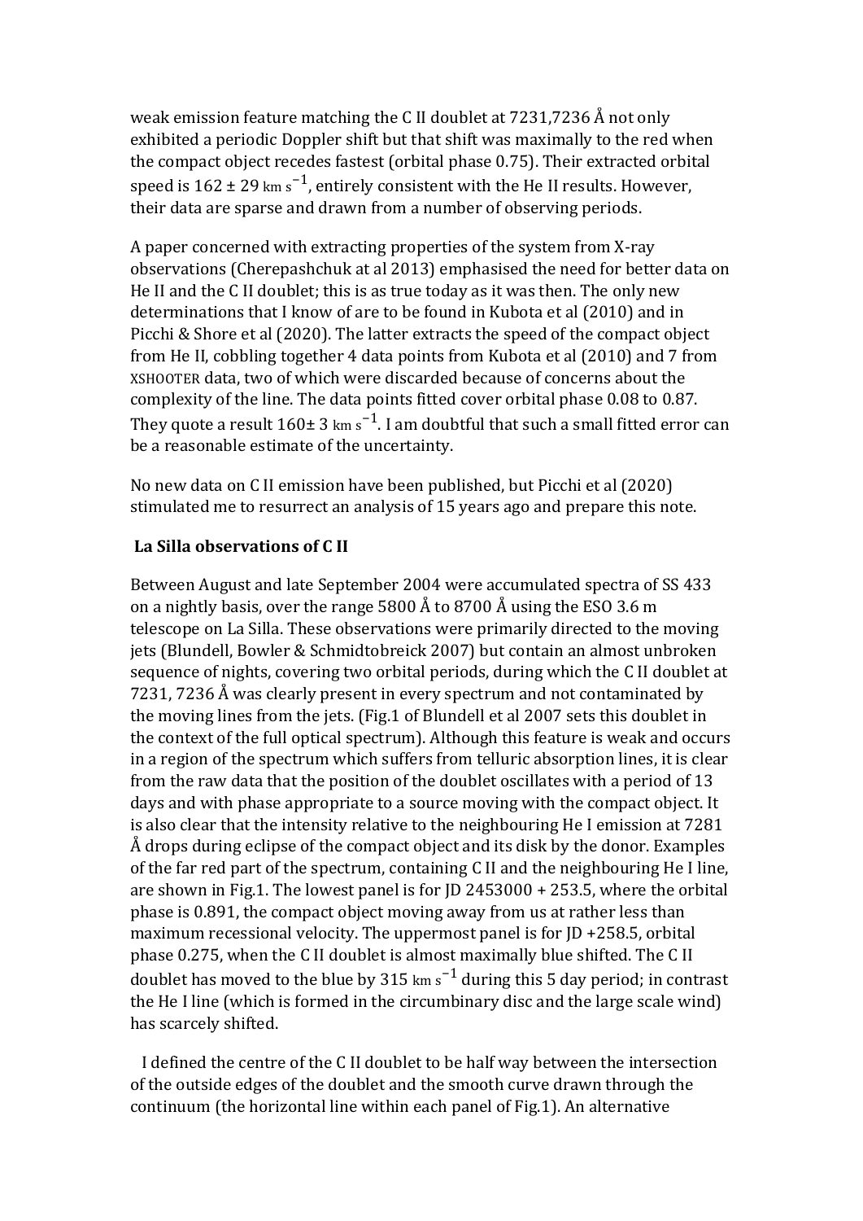weak emission feature matching the C II doublet at 7231,7236 Å not only exhibited a periodic Doppler shift but that shift was maximally to the red when the compact object recedes fastest (orbital phase 0.75). Their extracted orbital speed is 162 ± 29 $\mathrm{km\,s^{-1}}$, entirely consistent with the He II results. However, their data are sparse and drawn from a number of observing periods.

A paper concerned with extracting properties of the system from X-ray observations (Cherepashchuk at al 2013) emphasised the need for better data on He II and the C II doublet; this is as true today as it was then. The only new determinations that I know of are to be found in Kubota et al (2010) and in Picchi & Shore et al (2020). The latter extracts the speed of the compact object from He II, cobbling together 4 data points from Kubota et al (2010) and 7 from XSHOOTER data, two of which were discarded because of concerns about the complexity of the line. The data points fitted cover orbital phase 0.08 to 0.87. They quote a result 160± 3 $\mathrm{km\,s^{-1}}$. I am doubtful that such a small fitted error can be a reasonable estimate of the uncertainty.

No new data on C II emission have been published, but Picchi et al (2020) stimulated me to resurrect an analysis of 15 years ago and prepare this note.

## La Silla observations of C II

Between August and late September 2004 were accumulated spectra of SS 433 on a nightly basis, over the range 5800 Å to 8700 Å using the ESO 3.6 m telescope on La Silla. These observations were primarily directed to the moving jets (Blundell, Bowler & Schmidtobreick 2007) but contain an almost unbroken sequence of nights, covering two orbital periods, during which the C II doublet at 7231, 7236 Å was clearly present in every spectrum and not contaminated by the moving lines from the jets. (Fig.1 of Blundell et al 2007 sets this doublet in the context of the full optical spectrum). Although this feature is weak and occurs in a region of the spectrum which suffers from telluric absorption lines, it is clear from the raw data that the position of the doublet oscillates with a period of 13 days and with phase appropriate to a source moving with the compact object. It is also clear that the intensity relative to the neighbouring He I emission at 7281 Å drops during eclipse of the compact object and its disk by the donor. Examples of the far red part of the spectrum, containing C II and the neighbouring He I line, are shown in Fig.1. The lowest panel is for JD 2453000 + 253.5, where the orbital phase is 0.891, the compact object moving away from us at rather less than maximum recessional velocity. The uppermost panel is for JD +258.5, orbital phase 0.275, when the C II doublet is almost maximally blue shifted. The C II doublet has moved to the blue by 315 $\mathrm{km\,s^{-1}}$ during this 5 day period; in contrast the He I line (which is formed in the circumbinary disc and the large scale wind) has scarcely shifted.

I defined the centre of the C II doublet to be half way between the intersection of the outside edges of the doublet and the smooth curve drawn through the continuum (the horizontal line within each panel of Fig.1). An alternative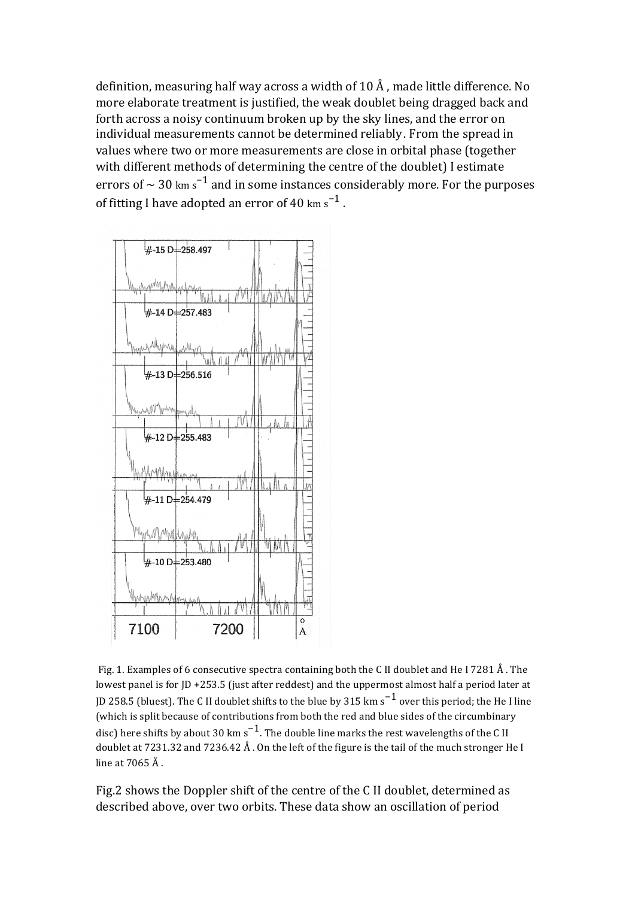definition, measuring half way across a width of 10 Å, made little difference. No more elaborate treatment is justified, the weak doublet being dragged back and forth across a noisy continuum broken up by the sky lines, and the error on individual measurements cannot be determined reliably. From the spread in values where two or more measurements are close in orbital phase (together with different methods of determining the centre of the doublet) I estimate errors of $\sim 30$ km s$^{-1}$ and in some instances considerably more. For the purposes of fitting I have adopted an error of 40 km s$^{-1}$.

Fig. 1. Examples of 6 consecutive spectra containing both the C II doublet and He I 7281 Å. The lowest panel is for JD +253.5 (just after reddest) and the uppermost almost half a period later at JD 258.5 (bluest). The C II doublet shifts to the blue by 315 km s$^{-1}$ over this period; the He I line (which is split because of contributions from both the red and blue sides of the circumbinary disc) here shifts by about 30 km s$^{-1}$. The double line marks the rest wavelengths of the C II doublet at 7231.32 and 7236.42 Å. On the left of the figure is the tail of the much stronger He I line at 7065 Å.

Fig.2 shows the Doppler shift of the centre of the C II doublet, determined as described above, over two orbits. These data show an oscillation of period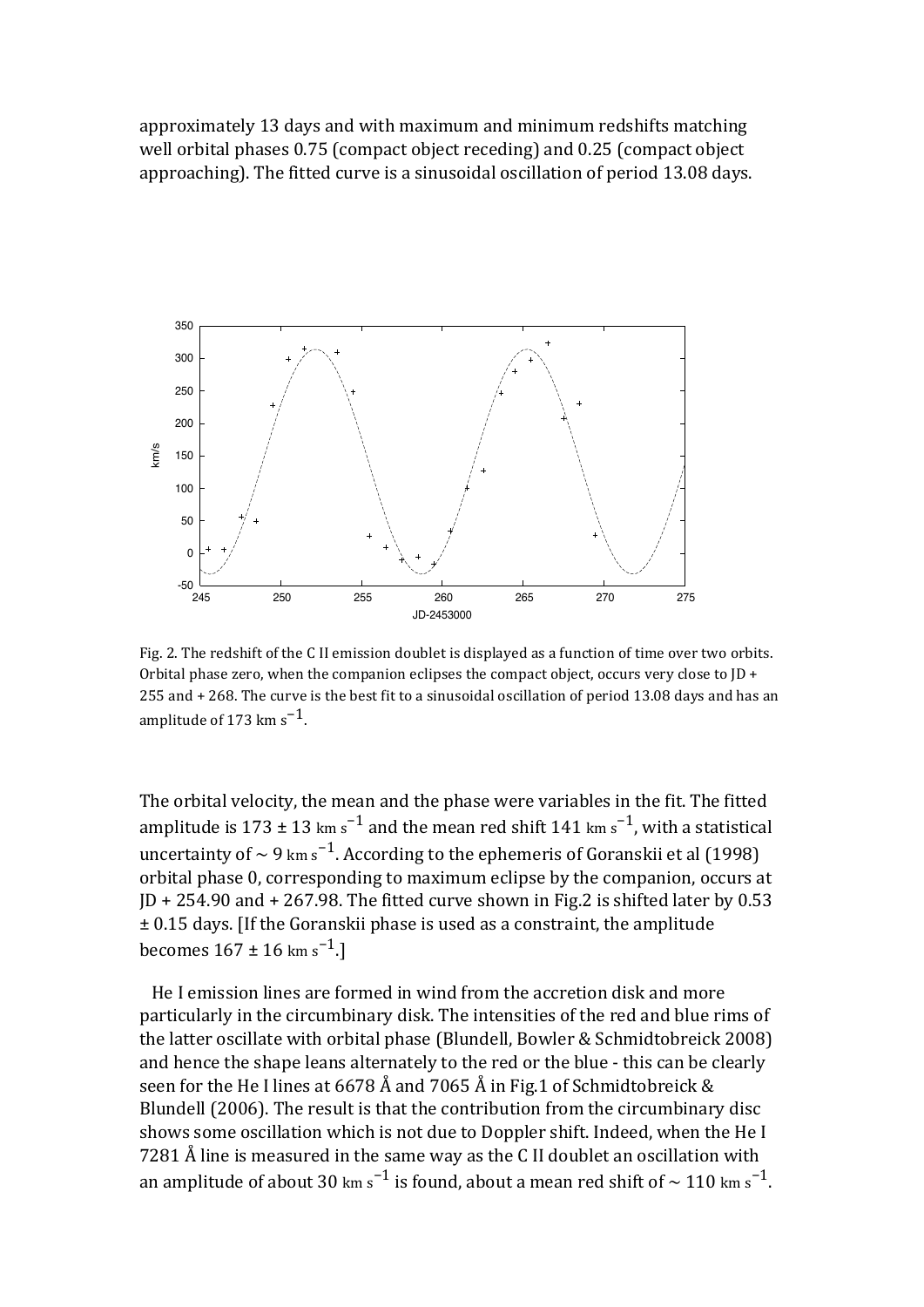approximately 13 days and with maximum and minimum redshifts matching well orbital phases 0.75 (compact object receding) and 0.25 (compact object approaching). The fitted curve is a sinusoidal oscillation of period 13.08 days.

350
300
250
200
150
100
50
0
-50
km/s
245
250
255
260
265
270
275
JD-2453000

Fig. 2. The redshift of the C II emission doublet is displayed as a function of time over two orbits. Orbital phase zero, when the companion eclipses the compact object, occurs very close to JD + 255 and + 268. The curve is the best fit to a sinusoidal oscillation of period 13.08 days and has an amplitude of 173 km $s^{-1}$.

The orbital velocity, the mean and the phase were variables in the fit. The fitted amplitude is 173 ± 13 km $s^{-1}$ and the mean red shift 141 km $s^{-1}$, with a statistical uncertainty of ~ 9 km $s^{-1}$. According to the ephemeris of Goranskii et al (1998) orbital phase 0, corresponding to maximum eclipse by the companion, occurs at JD + 254.90 and + 267.98. The fitted curve shown in Fig.2 is shifted later by 0.53 ± 0.15 days. [If the Goranskii phase is used as a constraint, the amplitude becomes 167 ± 16 km $s^{-1}$.]

He I emission lines are formed in wind from the accretion disk and more particularly in the circumbinary disk. The intensities of the red and blue rims of the latter oscillate with orbital phase (Blundell, Bowler & Schmidtobreick 2008) and hence the shape leans alternately to the red or the blue - this can be clearly seen for the He I lines at 6678 Å and 7065 Å in Fig.1 of Schmidtobreick & Blundell (2006). The result is that the contribution from the circumbinary disc shows some oscillation which is not due to Doppler shift. Indeed, when the He I 7281 Å line is measured in the same way as the C II doublet an oscillation with an amplitude of about 30 km $s^{-1}$ is found, about a mean red shift of ~ 110 km $s^{-1}$.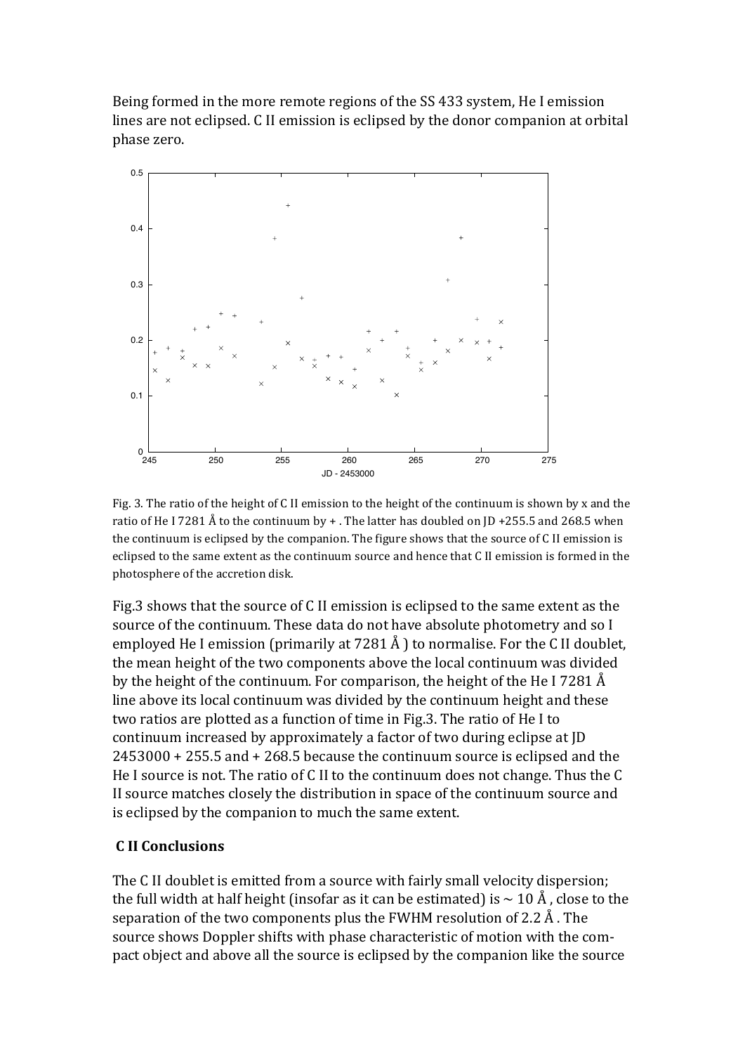Being formed in the more remote regions of the SS 433 system, He I emission lines are not eclipsed. C II emission is eclipsed by the donor companion at orbital phase zero.

0.5
0.4
0.3
0.2
0.1
0
245 250 255 260 265 270 275
JD - 2453000

Fig. 3. The ratio of the height of C II emission to the height of the continuum is shown by x and the ratio of He I 7281 Å to the continuum by + . The latter has doubled on JD +255.5 and 268.5 when the continuum is eclipsed by the companion. The figure shows that the source of C II emission is eclipsed to the same extent as the continuum source and hence that C II emission is formed in the photosphere of the accretion disk.

Fig.3 shows that the source of C II emission is eclipsed to the same extent as the source of the continuum. These data do not have absolute photometry and so I employed He I emission (primarily at 7281 Å ) to normalise. For the C II doublet, the mean height of the two components above the local continuum was divided by the height of the continuum. For comparison, the height of the He I 7281 Å line above its local continuum was divided by the continuum height and these two ratios are plotted as a function of time in Fig.3. The ratio of He I to continuum increased by approximately a factor of two during eclipse at JD 2453000 + 255.5 and + 268.5 because the continuum source is eclipsed and the He I source is not. The ratio of C II to the continuum does not change. Thus the C II source matches closely the distribution in space of the continuum source and is eclipsed by the companion to much the same extent.

## C II Conclusions

The C II doublet is emitted from a source with fairly small velocity dispersion; the full width at half height (insofar as it can be estimated) is $\sim 10$ Å , close to the separation of the two components plus the FWHM resolution of 2.2 Å . The source shows Doppler shifts with phase characteristic of motion with the compact object and above all the source is eclipsed by the companion like the source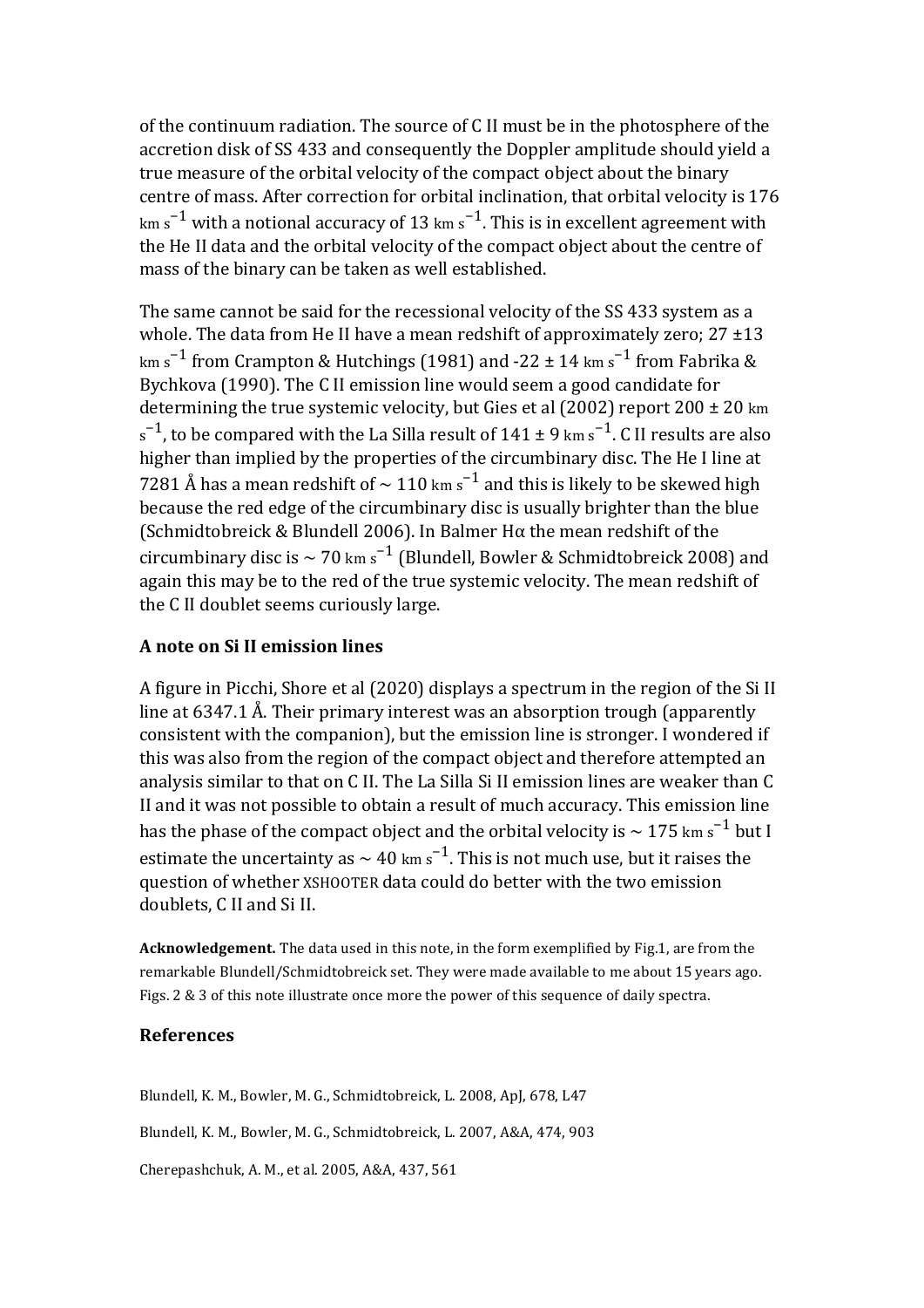of the continuum radiation. The source of C II must be in the photosphere of the accretion disk of SS 433 and consequently the Doppler amplitude should yield a true measure of the orbital velocity of the compact object about the binary centre of mass. After correction for orbital inclination, that orbital velocity is 176 $\mathrm{km\ s^{-1}}$ with a notional accuracy of 13 $\mathrm{km\ s^{-1}}$. This is in excellent agreement with the He II data and the orbital velocity of the compact object about the centre of mass of the binary can be taken as well established.

The same cannot be said for the recessional velocity of the SS 433 system as a whole. The data from He II have a mean redshift of approximately zero; 27 ±13 $\mathrm{km\ s^{-1}}$ from Crampton & Hutchings (1981) and -22 ± 14 $\mathrm{km\ s^{-1}}$ from Fabrika & Bychkova (1990). The C II emission line would seem a good candidate for determining the true systemic velocity, but Gies et al (2002) report 200 ± 20 $\mathrm{km\ s^{-1}}$, to be compared with the La Silla result of 141 ± 9 $\mathrm{km\ s^{-1}}$. C II results are also higher than implied by the properties of the circumbinary disc. The He I line at 7281 Å has a mean redshift of ~ 110 $\mathrm{km\ s^{-1}}$ and this is likely to be skewed high because the red edge of the circumbinary disc is usually brighter than the blue (Schmidtobreick & Blundell 2006). In Balmer Hα the mean redshift of the circumbinary disc is ~ 70 $\mathrm{km\ s^{-1}}$ (Blundell, Bowler & Schmidtobreick 2008) and again this may be to the red of the true systemic velocity. The mean redshift of the C II doublet seems curiously large.

### A note on Si II emission lines

A figure in Picchi, Shore et al (2020) displays a spectrum in the region of the Si II line at 6347.1 Å. Their primary interest was an absorption trough (apparently consistent with the companion), but the emission line is stronger. I wondered if this was also from the region of the compact object and therefore attempted an analysis similar to that on C II. The La Silla Si II emission lines are weaker than C II and it was not possible to obtain a result of much accuracy. This emission line has the phase of the compact object and the orbital velocity is ~ 175 $\mathrm{km\ s^{-1}}$ but I estimate the uncertainty as ~ 40 $\mathrm{km\ s^{-1}}$. This is not much use, but it raises the question of whether XSHOOTER data could do better with the two emission doublets, C II and Si II.

**Acknowledgement.** The data used in this note, in the form exemplified by Fig.1, are from the remarkable Blundell/Schmidtobreick set. They were made available to me about 15 years ago. Figs. 2 & 3 of this note illustrate once more the power of this sequence of daily spectra.

### References

Blundell, K. M., Bowler, M. G., Schmidtobreick, L. 2008, ApJ, 678, L47

Blundell, K. M., Bowler, M. G., Schmidtobreick, L. 2007, A&A, 474, 903

Cherepashchuk, A. M., et al. 2005, A&A, 437, 561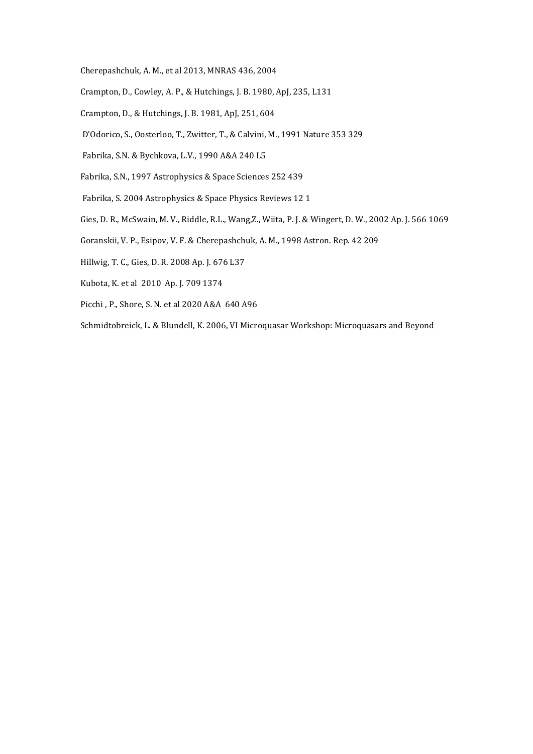Cherepashchuk, A. M., et al 2013, MNRAS 436, 2004

Crampton, D., Cowley, A. P., & Hutchings, J. B. 1980, ApJ, 235, L131

Crampton, D., & Hutchings, J. B. 1981, ApJ, 251, 604

D'Odorico, S., Oosterloo, T., Zwitter, T., & Calvini, M., 1991 Nature 353 329

Fabrika, S.N. & Bychkova, L.V., 1990 A&A 240 L5

Fabrika, S.N., 1997 Astrophysics & Space Sciences 252 439

Fabrika, S. 2004 Astrophysics & Space Physics Reviews 12 1

Gies, D. R., McSwain, M. V., Riddle, R.L., Wang,Z., Wiita, P. J. & Wingert, D. W., 2002 Ap. J. 566 1069

Goranskii, V. P., Esipov, V. F. & Cherepashchuk, A. M., 1998 Astron. Rep. 42 209

Hillwig, T. C., Gies, D. R. 2008 Ap. J. 676 L37

Kubota, K. et al 2010 Ap. J. 709 1374

Picchi , P., Shore, S. N. et al 2020 A&A 640 A96

Schmidtobreick, L. & Blundell, K. 2006, VI Microquasar Workshop: Microquasars and Beyond